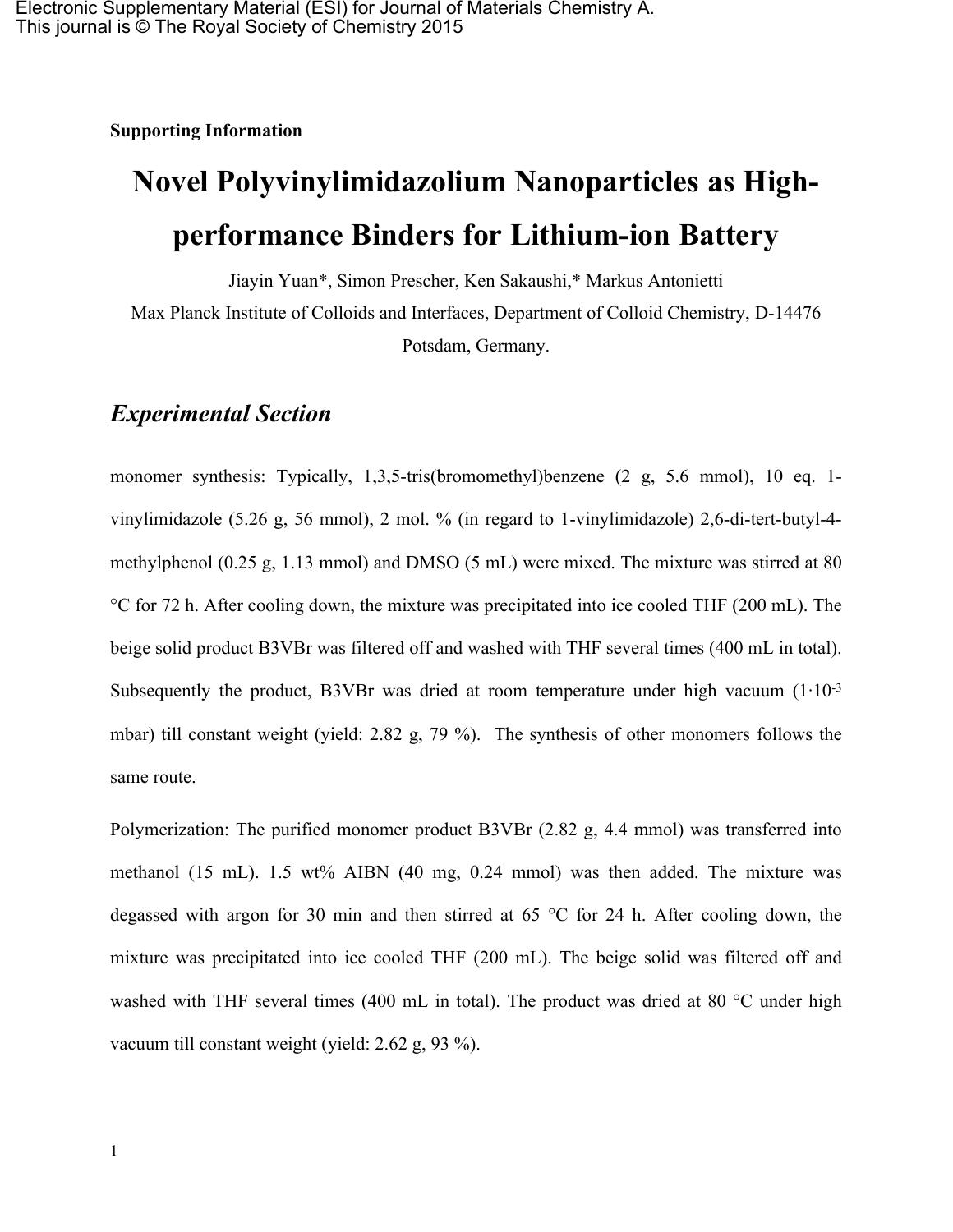Supporting Information

# Novel Polyvinylimidazolium Nanoparticles as High-performance Binders for Lithium-ion Battery

Jiayin Yuan*, Simon Prescher, Ken Sakaushi,* Markus Antonietti

Max Planck Institute of Colloids and Interfaces, Department of Colloid Chemistry, D-14476 Potsdam, Germany.

## *Experimental Section*

monomer synthesis: Typically, 1,3,5-tris(bromomethyl)benzene (2 g, 5.6 mmol), 10 eq. 1-vinylimidazole (5.26 g, 56 mmol), 2 mol. % (in regard to 1-vinylimidazole) 2,6-di-tert-butyl-4-methylphenol (0.25 g, 1.13 mmol) and DMSO (5 mL) were mixed. The mixture was stirred at 80 °C for 72 h. After cooling down, the mixture was precipitated into ice cooled THF (200 mL). The beige solid product B3VBr was filtered off and washed with THF several times (400 mL in total). Subsequently the product, B3VBr was dried at room temperature under high vacuum ($1 \cdot 10^{-3}$ mbar) till constant weight (yield: 2.82 g, 79 %). The synthesis of other monomers follows the same route.

Polymerization: The purified monomer product B3VBr (2.82 g, 4.4 mmol) was transferred into methanol (15 mL). 1.5 wt% AIBN (40 mg, 0.24 mmol) was then added. The mixture was degassed with argon for 30 min and then stirred at 65 °C for 24 h. After cooling down, the mixture was precipitated into ice cooled THF (200 mL). The beige solid was filtered off and washed with THF several times (400 mL in total). The product was dried at 80 °C under high vacuum till constant weight (yield: 2.62 g, 93 %).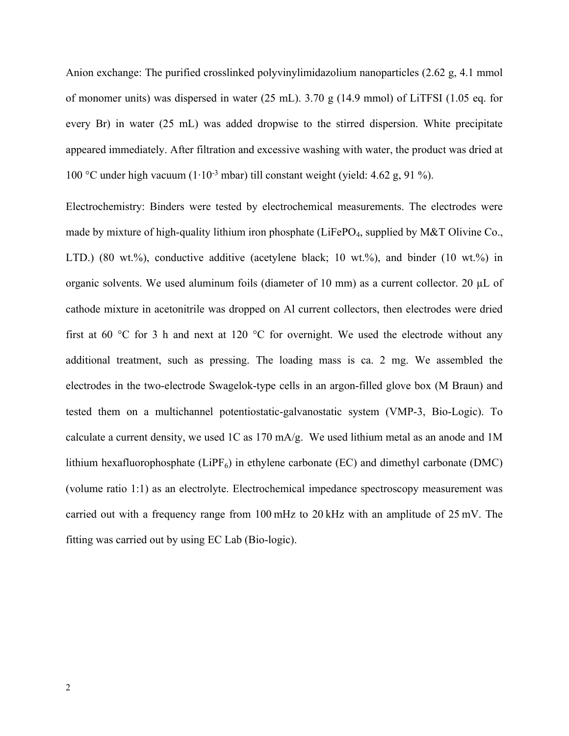Anion exchange: The purified crosslinked polyvinylimidazolium nanoparticles (2.62 g, 4.1 mmol of monomer units) was dispersed in water (25 mL). 3.70 g (14.9 mmol) of LiTFSI (1.05 eq. for every Br) in water (25 mL) was added dropwise to the stirred dispersion. White precipitate appeared immediately. After filtration and excessive washing with water, the product was dried at 100 °C under high vacuum ($1 \cdot 10^{-3}$ mbar) till constant weight (yield: 4.62 g, 91 %).

Electrochemistry: Binders were tested by electrochemical measurements. The electrodes were made by mixture of high-quality lithium iron phosphate ($LiFePO_4$, supplied by M&T Olivine Co., LTD.) (80 wt.%), conductive additive (acetylene black; 10 wt.%), and binder (10 wt.%) in organic solvents. We used aluminum foils (diameter of 10 mm) as a current collector. 20 μL of cathode mixture in acetonitrile was dropped on Al current collectors, then electrodes were dried first at 60 °C for 3 h and next at 120 °C for overnight. We used the electrode without any additional treatment, such as pressing. The loading mass is ca. 2 mg. We assembled the electrodes in the two-electrode Swagelok-type cells in an argon-filled glove box (M Braun) and tested them on a multichannel potentiostatic-galvanostatic system (VMP-3, Bio-Logic). To calculate a current density, we used 1C as 170 mA/g. We used lithium metal as an anode and 1M lithium hexafluorophosphate ($LiPF_6$) in ethylene carbonate (EC) and dimethyl carbonate (DMC) (volume ratio 1:1) as an electrolyte. Electrochemical impedance spectroscopy measurement was carried out with a frequency range from 100 mHz to 20 kHz with an amplitude of 25 mV. The fitting was carried out by using EC Lab (Bio-logic).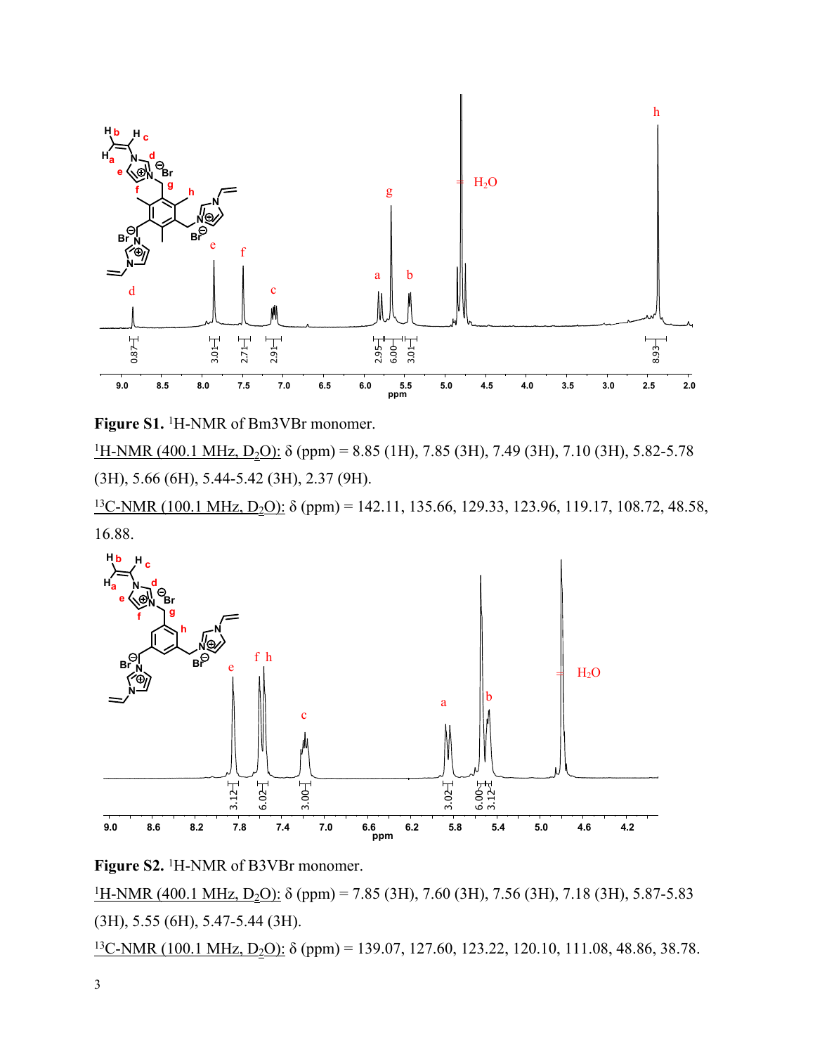**Figure S1.** $^{1}$H-NMR of Bm3VBr monomer.

$^{1}$H-NMR (400.1 MHz, $D_2O$): δ (ppm) = 8.85 (1H), 7.85 (3H), 7.49 (3H), 7.10 (3H), 5.82-5.78 (3H), 5.66 (6H), 5.44-5.42 (3H), 2.37 (9H).

$^{13}$C-NMR (100.1 MHz, $D_2O$): δ (ppm) = 142.11, 135.66, 129.33, 123.96, 119.17, 108.72, 48.58, 16.88.

**Figure S2.** $^{1}$H-NMR of B3VBr monomer.

$^{1}$H-NMR (400.1 MHz, $D_2O$): δ (ppm) = 7.85 (3H), 7.60 (3H), 7.56 (3H), 7.18 (3H), 5.87-5.83 (3H), 5.55 (6H), 5.47-5.44 (3H).

$^{13}$C-NMR (100.1 MHz, $D_2O$): δ (ppm) = 139.07, 127.60, 123.22, 120.10, 111.08, 48.86, 38.78.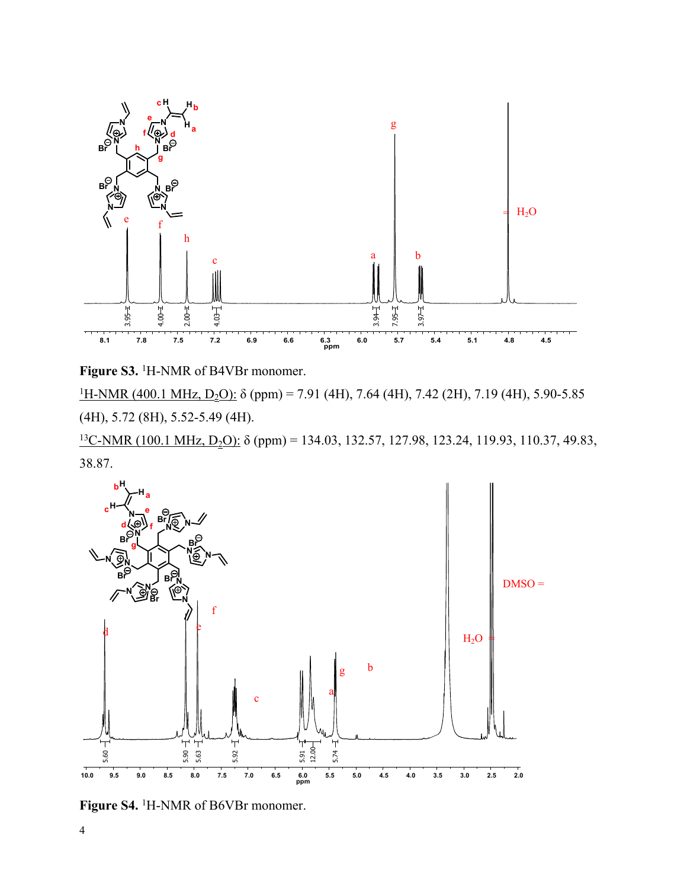**Figure S3.** $^{1}$H-NMR of B4VBr monomer.

$^{1}$H-NMR (400.1 MHz, $D_2O$): δ (ppm) = 7.91 (4H), 7.64 (4H), 7.42 (2H), 7.19 (4H), 5.90-5.85 (4H), 5.72 (8H), 5.52-5.49 (4H).

$^{13}$C-NMR (100.1 MHz, $D_2O$): δ (ppm) = 134.03, 132.57, 127.98, 123.24, 119.93, 110.37, 49.83, 38.87.

**Figure S4.** $^{1}$H-NMR of B6VBr monomer.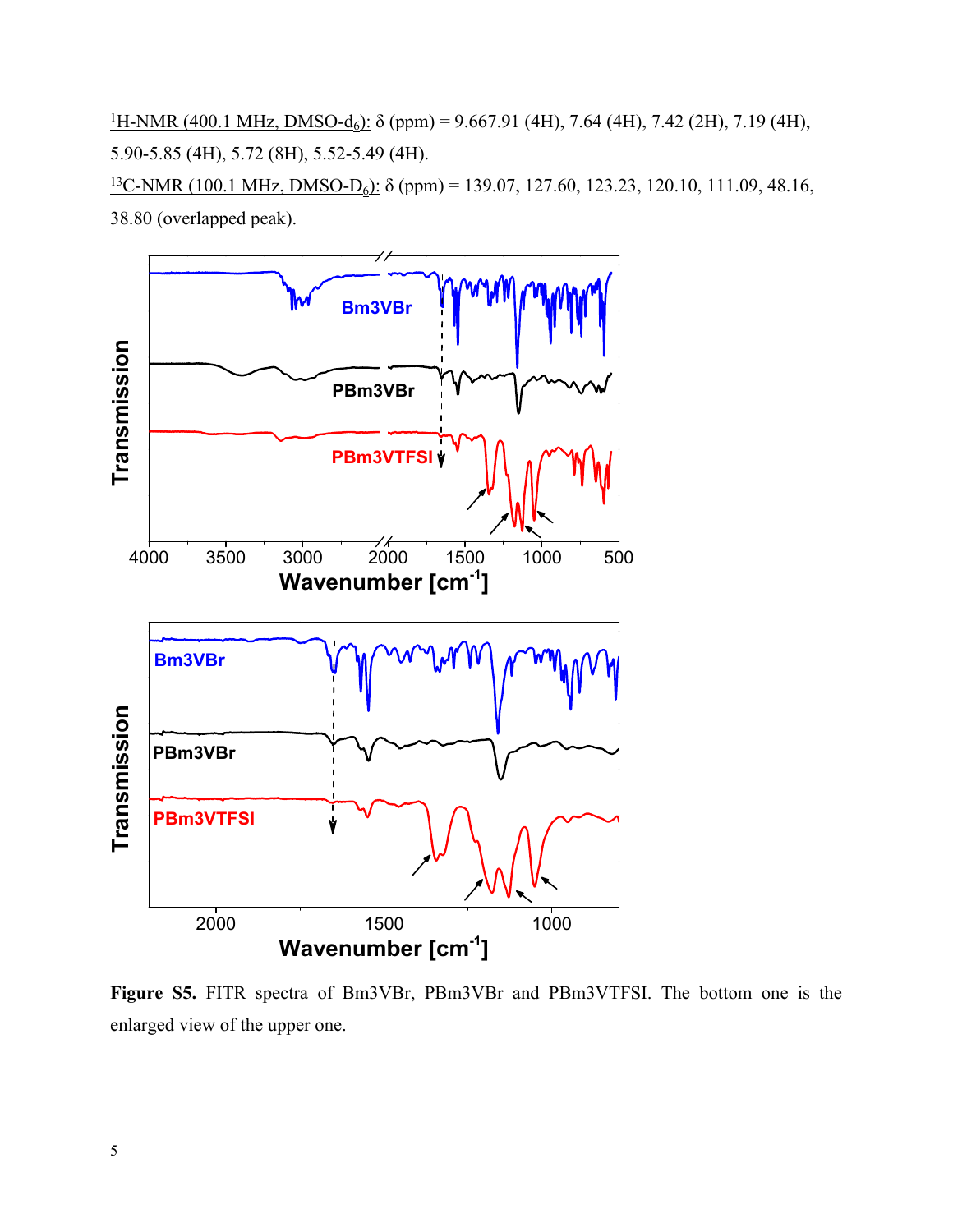$^{1}$H-NMR (400.1 MHz, DMSO-$d_6$): δ (ppm) = 9.667.91 (4H), 7.64 (4H), 7.42 (2H), 7.19 (4H), 5.90-5.85 (4H), 5.72 (8H), 5.52-5.49 (4H).

$^{13}$C-NMR (100.1 MHz, DMSO-$D_6$): δ (ppm) = 139.07, 127.60, 123.23, 120.10, 111.09, 48.16, 38.80 (overlapped peak).

**Figure S5.** FITR spectra of Bm3VBr, PBm3VBr and PBm3VTFSI. The bottom one is the enlarged view of the upper one.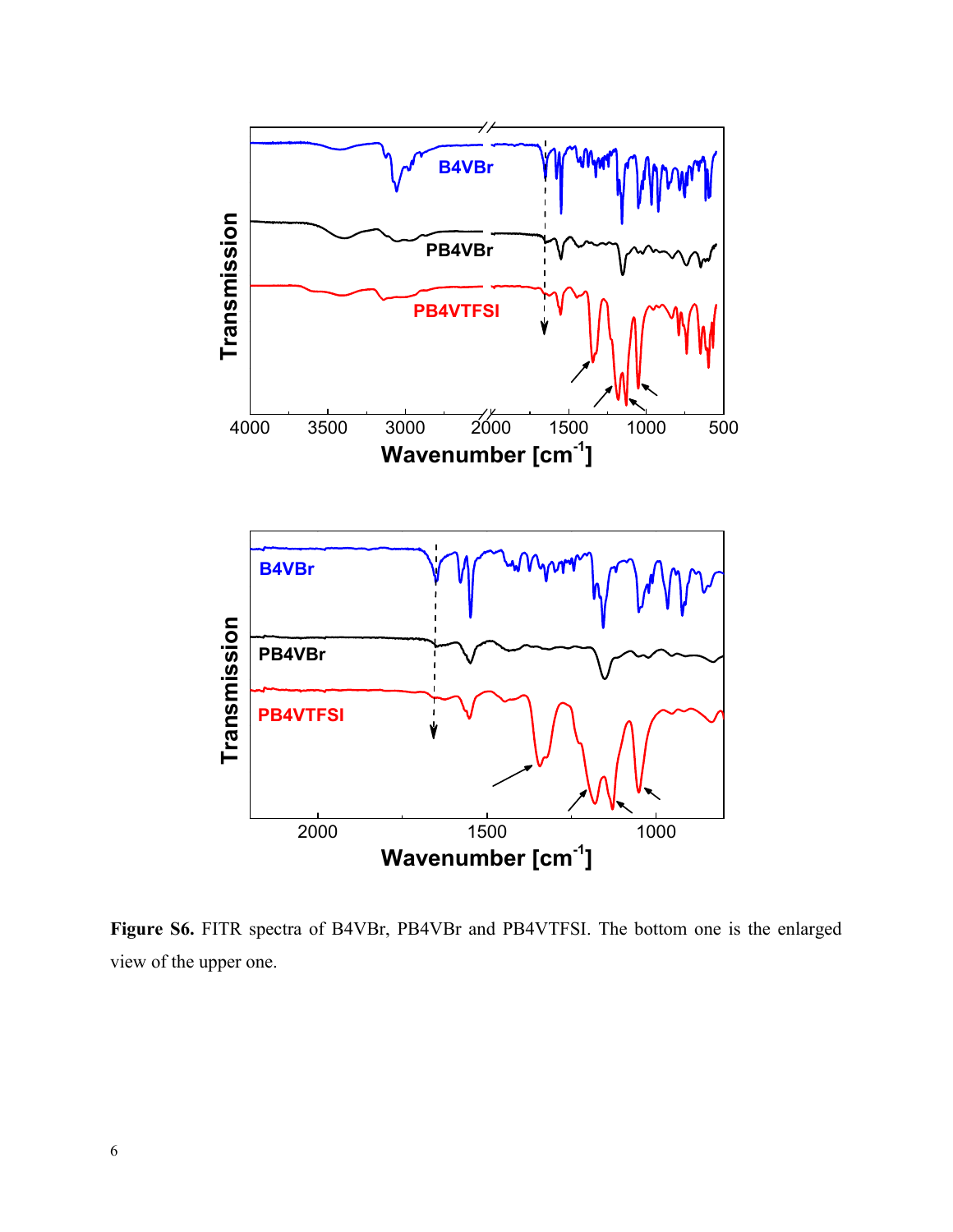**Figure S6.** FITR spectra of B4VBr, PB4VBr and PB4VTFSI. The bottom one is the enlarged view of the upper one.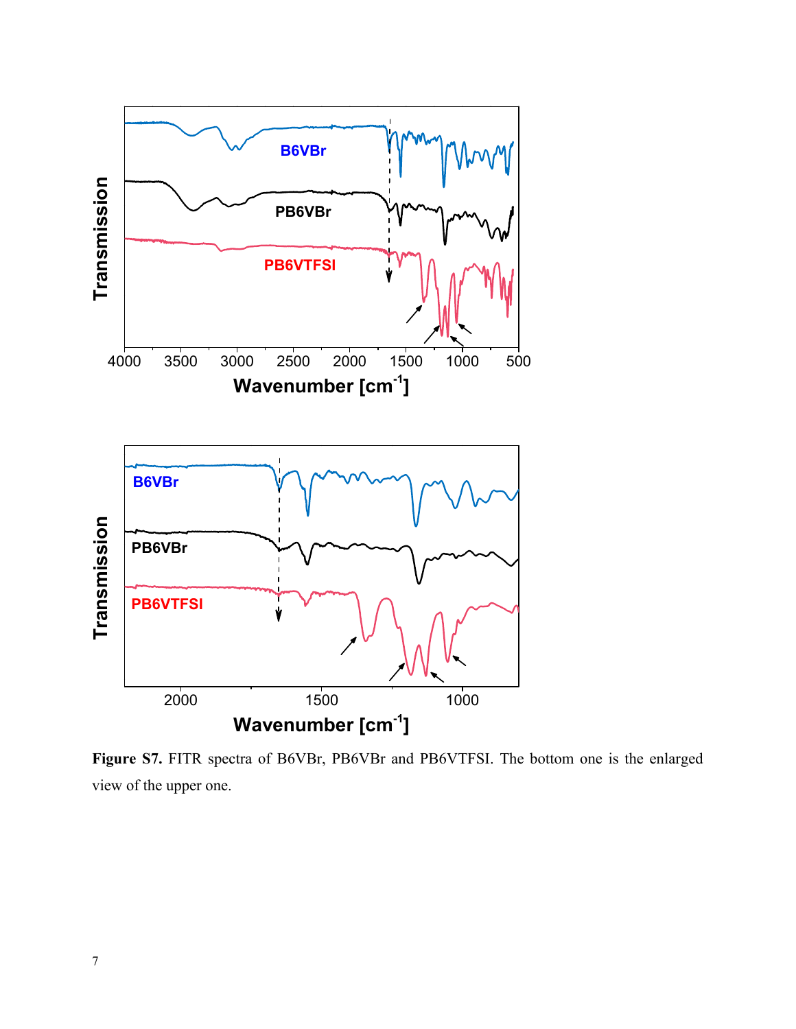**Figure S7.** FITR spectra of B6VBr, PB6VBr and PB6VTFSI. The bottom one is the enlarged view of the upper one.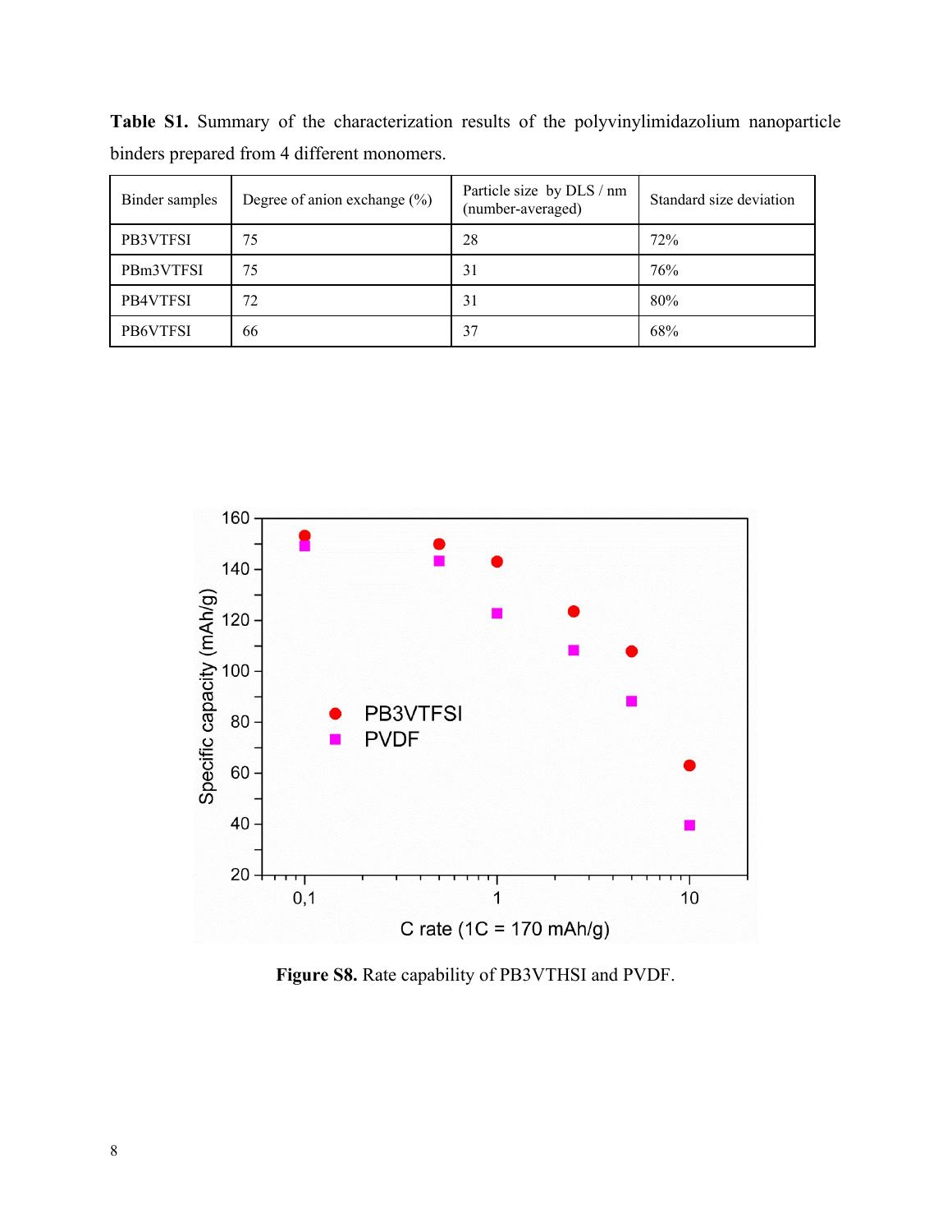**Table S1.** Summary of the characterization results of the polyvinylimidazolium nanoparticle binders prepared from 4 different monomers.

| Binder samples | Degree of anion exchange (%) | Particle size by DLS / nm (number-averaged) | Standard size deviation |
|---|---|---|---|
| PB3VTFSI | 75 | 28 | 72% |
| PBm3VTFSI | 75 | 31 | 76% |
| PB4VTFSI | 72 | 31 | 80% |
| PB6VTFSI | 66 | 37 | 68% |

**Figure S8.** Rate capability of PB3VTHSI and PVDF.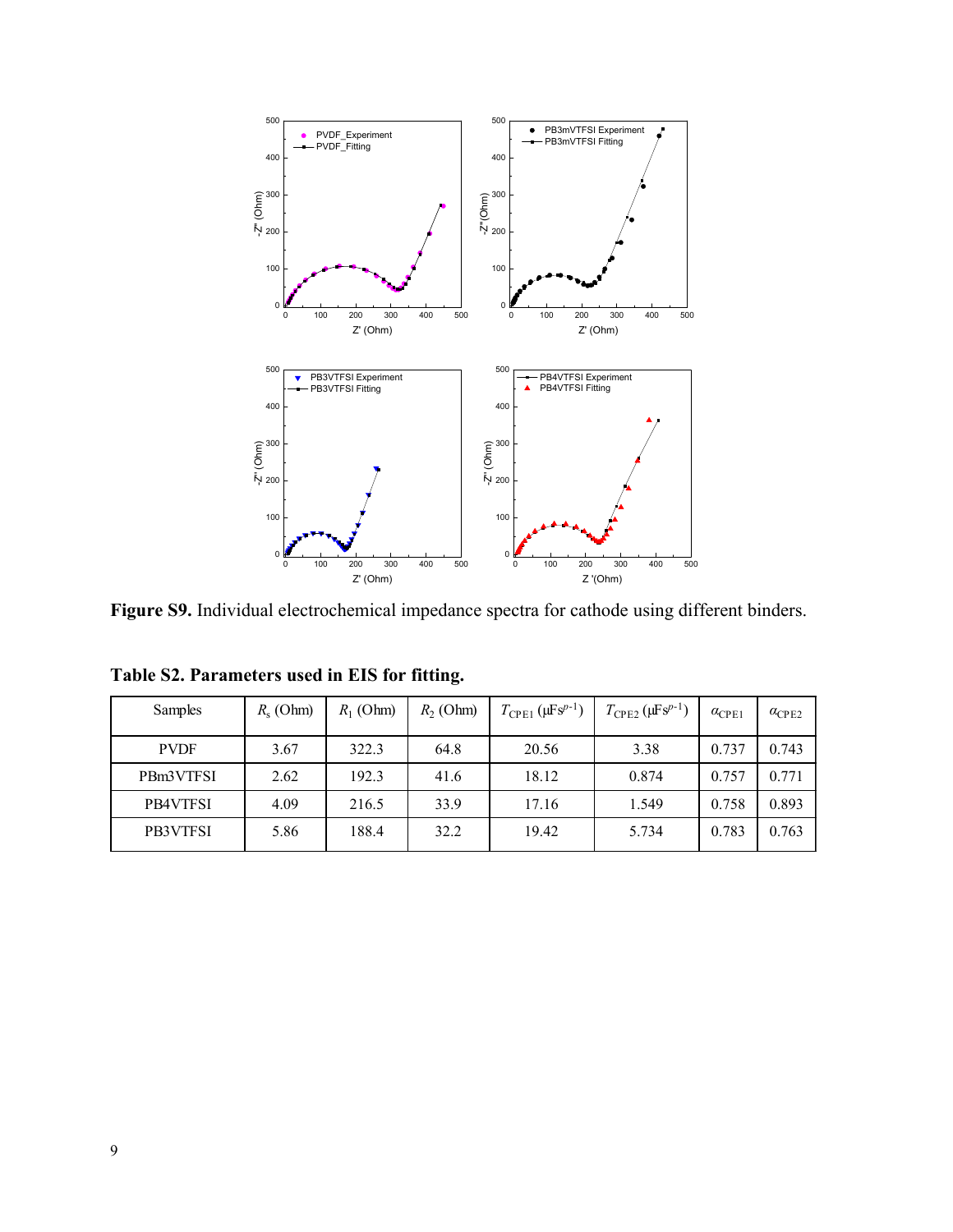PVDF_Experiment
PVDF_Fitting
-Z'' (Ohm)
Z' (Ohm)
0
100
200
300
400
500

PB3mVTFSI Experiment
PB3mVTFSI Fitting
-Z'' (Ohm)
Z' (Ohm)
0
100
200
300
400
500

PB3VTFSI Experiment
PB3VTFSI Fitting
-Z'' (Ohm)
Z' (Ohm)
0
100
200
300
400
500

PB4VTFSI Experiment
PB4VTFSI Fitting
-Z'' (Ohm)
Z '(Ohm)
0
100
200
300
400
500

**Figure S9.** Individual electrochemical impedance spectra for cathode using different binders.

**Table S2. Parameters used in EIS for fitting.**

| Samples | $R_s$ (Ohm) | $R_1$ (Ohm) | $R_2$ (Ohm) | $T_{CPE1}$ ($\mu Fs^{p-1}$) | $T_{CPE2}$ ($\mu Fs^{p-1}$) | $\alpha_{CPE1}$ | $\alpha_{CPE2}$ |
|---|---|---|---|---|---|---|---|
| PVDF | 3.67 | 322.3 | 64.8 | 20.56 | 3.38 | 0.737 | 0.743 |
| PBm3VTFSI | 2.62 | 192.3 | 41.6 | 18.12 | 0.874 | 0.757 | 0.771 |
| PB4VTFSI | 4.09 | 216.5 | 33.9 | 17.16 | 1.549 | 0.758 | 0.893 |
| PB3VTFSI | 5.86 | 188.4 | 32.2 | 19.42 | 5.734 | 0.783 | 0.763 |